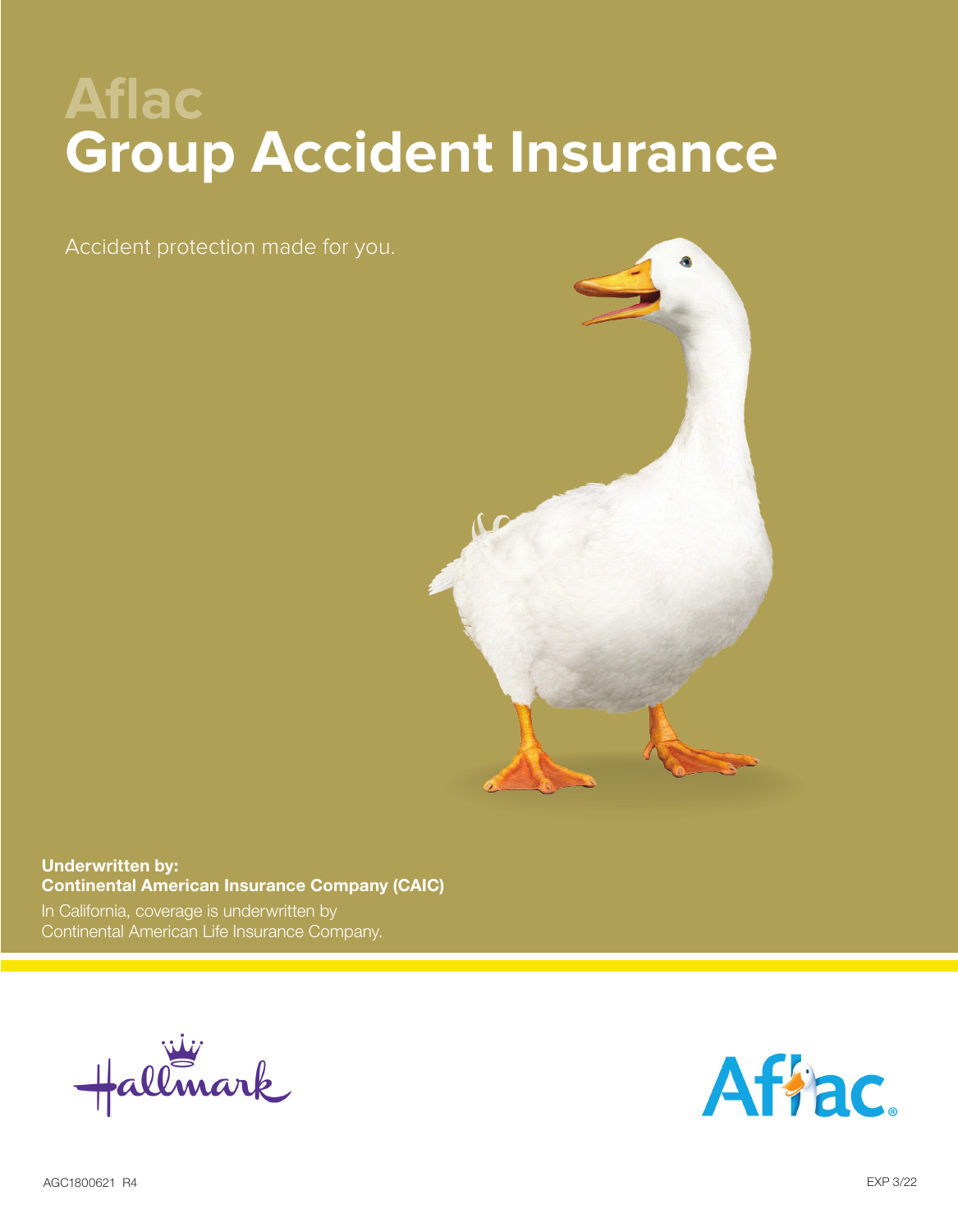# Aflac
# Group Accident Insurance

Accident protection made for you.

**Underwritten by:**
**Continental American Insurance Company (CAIC)**

In California, coverage is underwritten by Continental American Life Insurance Company.

Hallmark

Aflac

AGC1800621 R4

EXP 3/22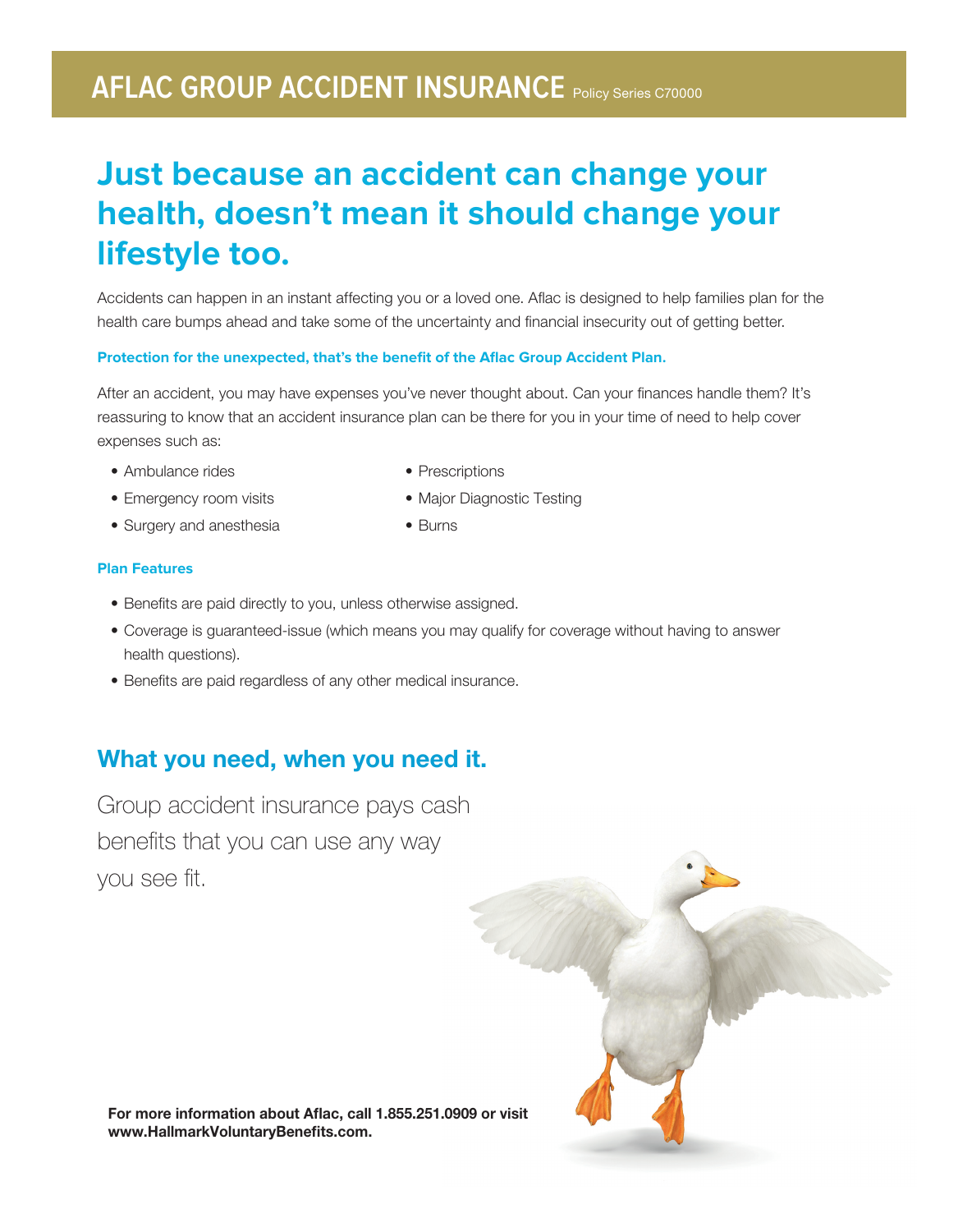# AFLAC GROUP ACCIDENT INSURANCE Policy Series C70000

## Just because an accident can change your health, doesn't mean it should change your lifestyle too.

Accidents can happen in an instant affecting you or a loved one. Aflac is designed to help families plan for the health care bumps ahead and take some of the uncertainty and financial insecurity out of getting better.

**Protection for the unexpected, that's the benefit of the Aflac Group Accident Plan.**

After an accident, you may have expenses you've never thought about. Can your finances handle them? It's reassuring to know that an accident insurance plan can be there for you in your time of need to help cover expenses such as:

- Ambulance rides
- Emergency room visits
- Surgery and anesthesia
- Prescriptions
- Major Diagnostic Testing
- Burns

**Plan Features**

- Benefits are paid directly to you, unless otherwise assigned.
- Coverage is guaranteed-issue (which means you may qualify for coverage without having to answer health questions).
- Benefits are paid regardless of any other medical insurance.

## What you need, when you need it.

Group accident insurance pays cash benefits that you can use any way you see fit.

**For more information about Aflac, call 1.855.251.0909 or visit www.HallmarkVoluntaryBenefits.com.**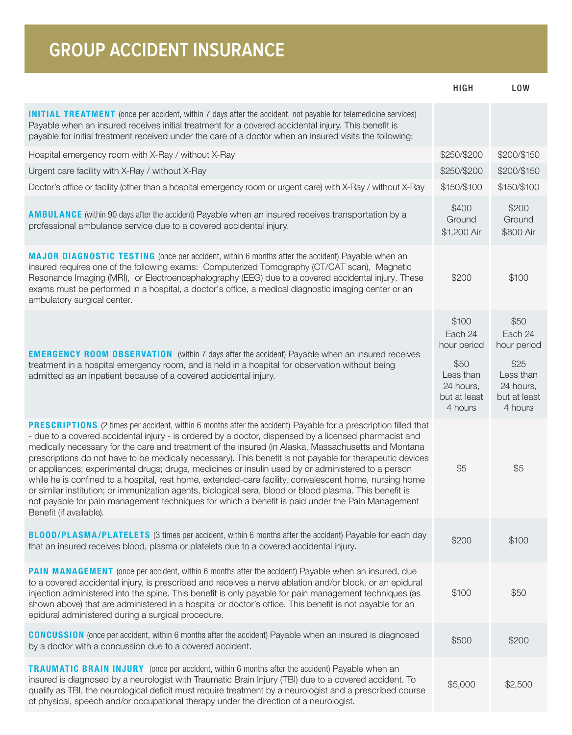# GROUP ACCIDENT INSURANCE

| | HIGH | LOW |
|---|---|---|
| **INITIAL TREATMENT** (once per accident, within 7 days after the accident, not payable for telemedicine services) Payable when an insured receives initial treatment for a covered accidental injury. This benefit is payable for initial treatment received under the care of a doctor when an insured visits the following: | | |
| Hospital emergency room with X-Ray / without X-Ray | $250/$200 | $200/$150 |
| Urgent care facility with X-Ray / without X-Ray | $250/$200 | $200/$150 |
| Doctor's office or facility (other than a hospital emergency room or urgent care) with X-Ray / without X-Ray | $150/$100 | $150/$100 |
| **AMBULANCE** (within 90 days after the accident) Payable when an insured receives transportation by a professional ambulance service due to a covered accidental injury. | $400 Ground<br>$1,200 Air | $200 Ground<br>$800 Air |
| **MAJOR DIAGNOSTIC TESTING** (once per accident, within 6 months after the accident) Payable when an insured requires one of the following exams: Computerized Tomography (CT/CAT scan), Magnetic Resonance Imaging (MRI), or Electroencephalography (EEG) due to a covered accidental injury. These exams must be performed in a hospital, a doctor's office, a medical diagnostic imaging center or an ambulatory surgical center. | $200 | $100 |
| **EMERGENCY ROOM OBSERVATION** (within 7 days after the accident) Payable when an insured receives treatment in a hospital emergency room, and is held in a hospital for observation without being admitted as an inpatient because of a covered accidental injury. | $100 Each 24 hour period<br>$50 Less than 24 hours, but at least 4 hours | $50 Each 24 hour period<br>$25 Less than 24 hours, but at least 4 hours |
| **PRESCRIPTIONS** (2 times per accident, within 6 months after the accident) Payable for a prescription filled that - due to a covered accidental injury - is ordered by a doctor, dispensed by a licensed pharmacist and medically necessary for the care and treatment of the insured (in Alaska, Massachusetts and Montana prescriptions do not have to be medically necessary). This benefit is not payable for therapeutic devices or appliances; experimental drugs; drugs, medicines or insulin used by or administered to a person while he is confined to a hospital, rest home, extended-care facility, convalescent home, nursing home or similar institution; or immunization agents, biological sera, blood or blood plasma. This benefit is not payable for pain management techniques for which a benefit is paid under the Pain Management Benefit (if available). | $5 | $5 |
| **BLOOD/PLASMA/PLATELETS** (3 times per accident, within 6 months after the accident) Payable for each day that an insured receives blood, plasma or platelets due to a covered accidental injury. | $200 | $100 |
| **PAIN MANAGEMENT** (once per accident, within 6 months after the accident) Payable when an insured, due to a covered accidental injury, is prescribed and receives a nerve ablation and/or block, or an epidural injection administered into the spine. This benefit is only payable for pain management techniques (as shown above) that are administered in a hospital or doctor's office. This benefit is not payable for an epidural administered during a surgical procedure. | $100 | $50 |
| **CONCUSSION** (once per accident, within 6 months after the accident) Payable when an insured is diagnosed by a doctor with a concussion due to a covered accident. | $500 | $200 |
| **TRAUMATIC BRAIN INJURY** (once per accident, within 6 months after the accident) Payable when an insured is diagnosed by a neurologist with Traumatic Brain Injury (TBI) due to a covered accident. To qualify as TBI, the neurological deficit must require treatment by a neurologist and a prescribed course of physical, speech and/or occupational therapy under the direction of a neurologist. | $5,000 | $2,500 |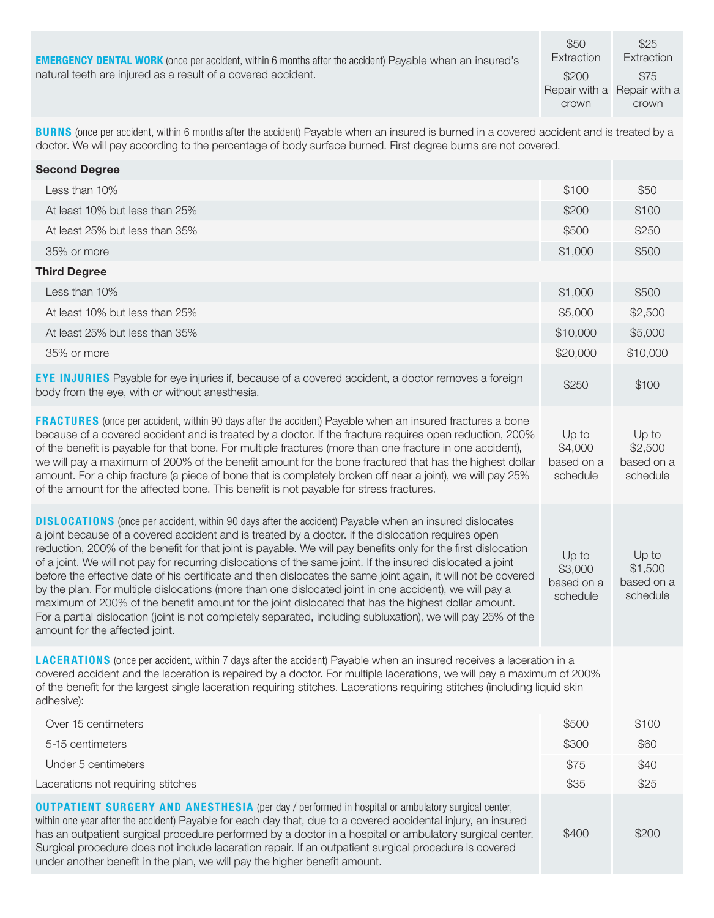| Benefit | | |
|---|---|---|
| **EMERGENCY DENTAL WORK** (once per accident, within 6 months after the accident) Payable when an insured's natural teeth are injured as a result of a covered accident. | $50 Extraction<br>$200 Repair with a crown | $25 Extraction<br>$75 Repair with a crown |
| **BURNS** (once per accident, within 6 months after the accident) Payable when an insured is burned in a covered accident and is treated by a doctor. We will pay according to the percentage of body surface burned. First degree burns are not covered. | | |
| **Second Degree** | | |
| Less than 10% | $100 | $50 |
| At least 10% but less than 25% | $200 | $100 |
| At least 25% but less than 35% | $500 | $250 |
| 35% or more | $1,000 | $500 |
| **Third Degree** | | |
| Less than 10% | $1,000 | $500 |
| At least 10% but less than 25% | $5,000 | $2,500 |
| At least 25% but less than 35% | $10,000 | $5,000 |
| 35% or more | $20,000 | $10,000 |
| **EYE INJURIES** Payable for eye injuries if, because of a covered accident, a doctor removes a foreign body from the eye, with or without anesthesia. | $250 | $100 |
| **FRACTURES** (once per accident, within 90 days after the accident) Payable when an insured fractures a bone because of a covered accident and is treated by a doctor. If the fracture requires open reduction, 200% of the benefit is payable for that bone. For multiple fractures (more than one fracture in one accident), we will pay a maximum of 200% of the benefit amount for the bone fractured that has the highest dollar amount. For a chip fracture (a piece of bone that is completely broken off near a joint), we will pay 25% of the amount for the affected bone. This benefit is not payable for stress fractures. | Up to $4,000 based on a schedule | Up to $2,500 based on a schedule |
| **DISLOCATIONS** (once per accident, within 90 days after the accident) Payable when an insured dislocates a joint because of a covered accident and is treated by a doctor. If the dislocation requires open reduction, 200% of the benefit for that joint is payable. We will pay benefits only for the first dislocation of a joint. We will not pay for recurring dislocations of the same joint. If the insured dislocated a joint before the effective date of his certificate and then dislocates the same joint again, it will not be covered by the plan. For multiple dislocations (more than one dislocated joint in one accident), we will pay a maximum of 200% of the benefit amount for the joint dislocated that has the highest dollar amount. For a partial dislocation (joint is not completely separated, including subluxation), we will pay 25% of the amount for the affected joint. | Up to $3,000 based on a schedule | Up to $1,500 based on a schedule |
| **LACERATIONS** (once per accident, within 7 days after the accident) Payable when an insured receives a laceration in a covered accident and the laceration is repaired by a doctor. For multiple lacerations, we will pay a maximum of 200% of the benefit for the largest single laceration requiring stitches. Lacerations requiring stitches (including liquid skin adhesive): | | |
| Over 15 centimeters | $500 | $100 |
| 5-15 centimeters | $300 | $60 |
| Under 5 centimeters | $75 | $40 |
| Lacerations not requiring stitches | $35 | $25 |
| **OUTPATIENT SURGERY AND ANESTHESIA** (per day / performed in hospital or ambulatory surgical center, within one year after the accident) Payable for each day that, due to a covered accidental injury, an insured has an outpatient surgical procedure performed by a doctor in a hospital or ambulatory surgical center. Surgical procedure does not include laceration repair. If an outpatient surgical procedure is covered under another benefit in the plan, we will pay the higher benefit amount. | $400 | $200 |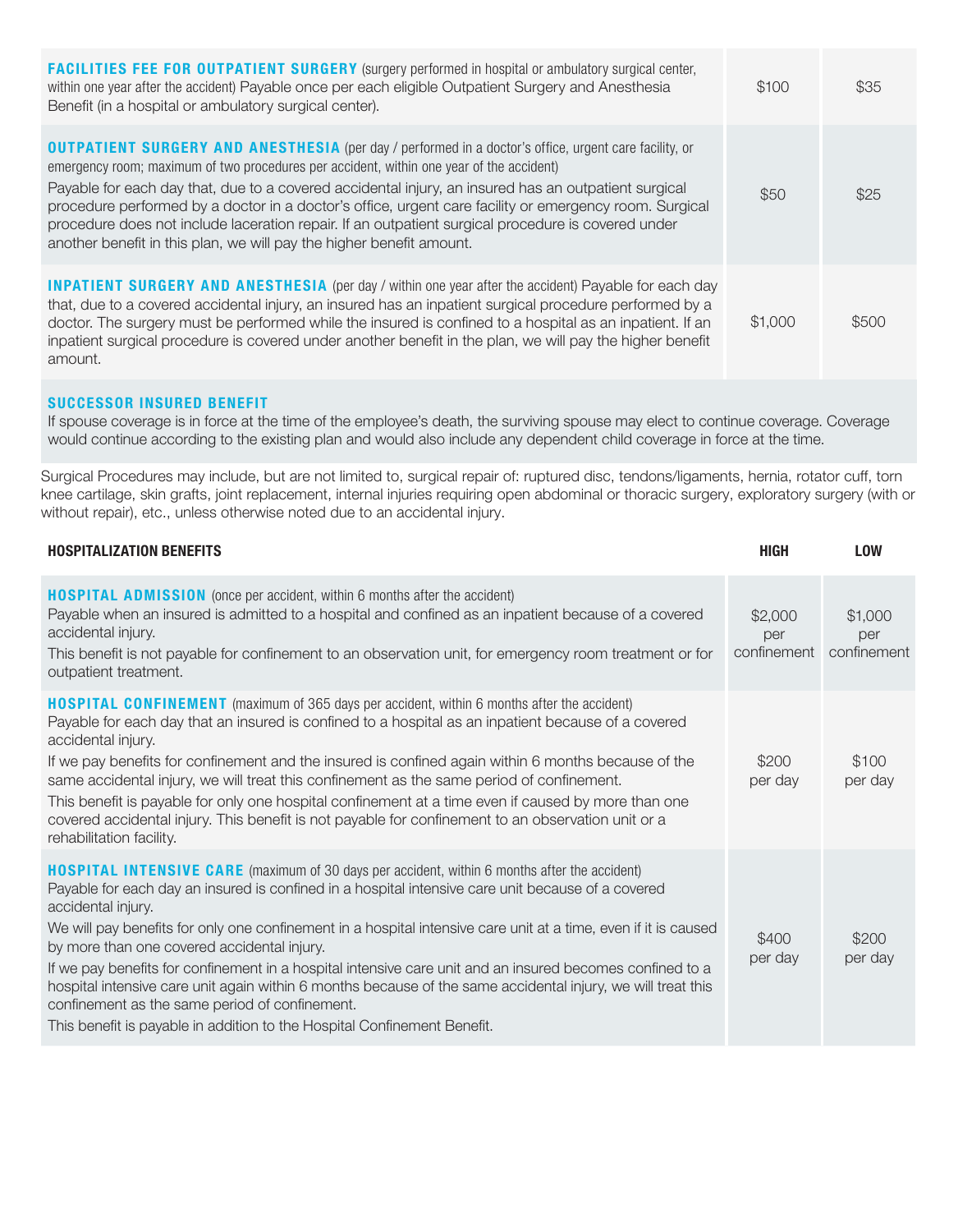| | | |
|---|---|---|
| **FACILITIES FEE FOR OUTPATIENT SURGERY** (surgery performed in hospital or ambulatory surgical center, within one year after the accident) Payable once per each eligible Outpatient Surgery and Anesthesia Benefit (in a hospital or ambulatory surgical center). | $100 | $35 |
| **OUTPATIENT SURGERY AND ANESTHESIA** (per day / performed in a doctor's office, urgent care facility, or emergency room; maximum of two procedures per accident, within one year of the accident)<br>Payable for each day that, due to a covered accidental injury, an insured has an outpatient surgical procedure performed by a doctor in a doctor's office, urgent care facility or emergency room. Surgical procedure does not include laceration repair. If an outpatient surgical procedure is covered under another benefit in this plan, we will pay the higher benefit amount. | $50 | $25 |
| **INPATIENT SURGERY AND ANESTHESIA** (per day / within one year after the accident) Payable for each day that, due to a covered accidental injury, an insured has an inpatient surgical procedure performed by a doctor. The surgery must be performed while the insured is confined to a hospital as an inpatient. If an inpatient surgical procedure is covered under another benefit in the plan, we will pay the higher benefit amount. | $1,000 | $500 |

**SUCCESSOR INSURED BENEFIT**

If spouse coverage is in force at the time of the employee's death, the surviving spouse may elect to continue coverage. Coverage would continue according to the existing plan and would also include any dependent child coverage in force at the time.

Surgical Procedures may include, but are not limited to, surgical repair of: ruptured disc, tendons/ligaments, hernia, rotator cuff, torn knee cartilage, skin grafts, joint replacement, internal injuries requiring open abdominal or thoracic surgery, exploratory surgery (with or without repair), etc., unless otherwise noted due to an accidental injury.

| HOSPITALIZATION BENEFITS | HIGH | LOW |
|---|---|---|
| **HOSPITAL ADMISSION** (once per accident, within 6 months after the accident)<br>Payable when an insured is admitted to a hospital and confined as an inpatient because of a covered accidental injury.<br>This benefit is not payable for confinement to an observation unit, for emergency room treatment or for outpatient treatment. | $2,000 per confinement | $1,000 per confinement |
| **HOSPITAL CONFINEMENT** (maximum of 365 days per accident, within 6 months after the accident)<br>Payable for each day that an insured is confined to a hospital as an inpatient because of a covered accidental injury.<br>If we pay benefits for confinement and the insured is confined again within 6 months because of the same accidental injury, we will treat this confinement as the same period of confinement.<br>This benefit is payable for only one hospital confinement at a time even if caused by more than one covered accidental injury. This benefit is not payable for confinement to an observation unit or a rehabilitation facility. | $200 per day | $100 per day |
| **HOSPITAL INTENSIVE CARE** (maximum of 30 days per accident, within 6 months after the accident)<br>Payable for each day an insured is confined in a hospital intensive care unit because of a covered accidental injury.<br>We will pay benefits for only one confinement in a hospital intensive care unit at a time, even if it is caused by more than one covered accidental injury.<br>If we pay benefits for confinement in a hospital intensive care unit and an insured becomes confined to a hospital intensive care unit again within 6 months because of the same accidental injury, we will treat this confinement as the same period of confinement.<br>This benefit is payable in addition to the Hospital Confinement Benefit. | $400 per day | $200 per day |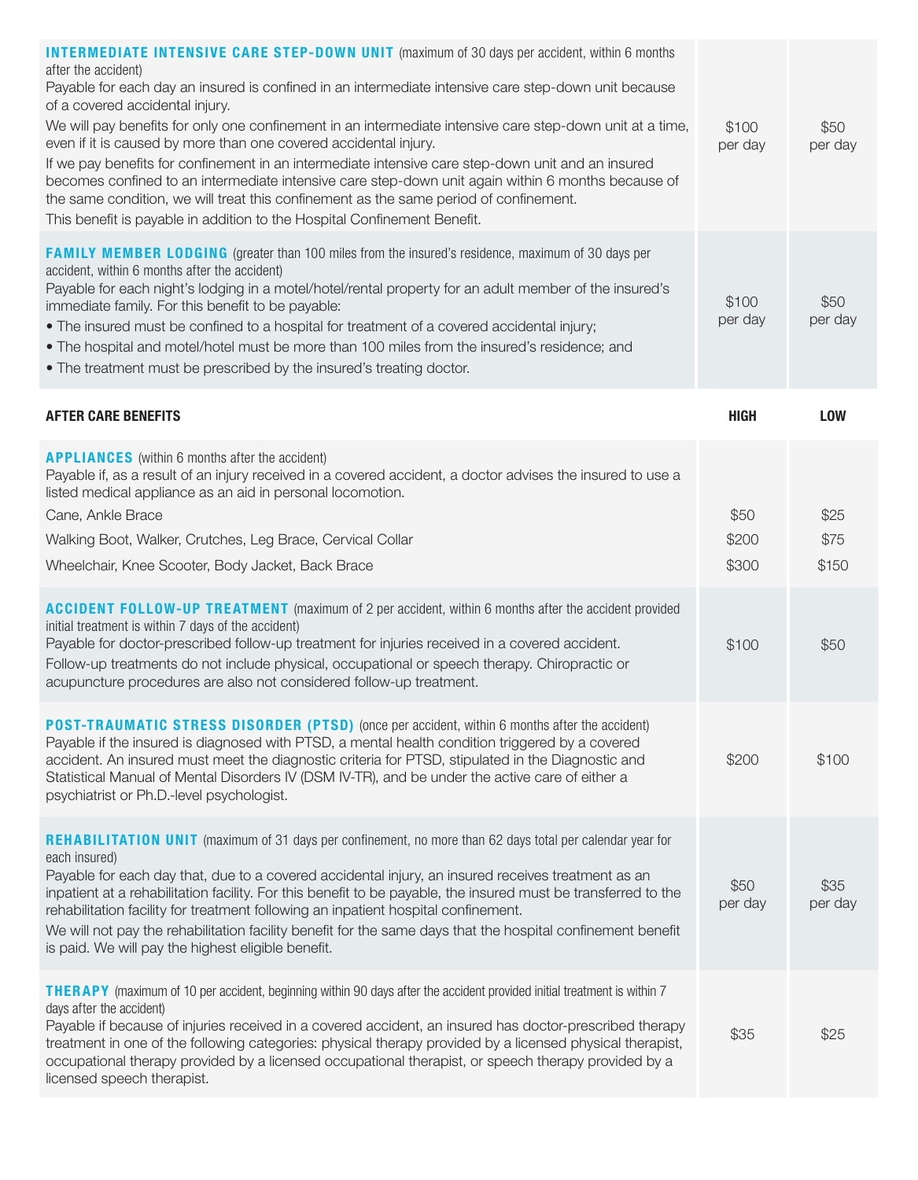| | | |
|---|---|---|
| **INTERMEDIATE INTENSIVE CARE STEP-DOWN UNIT** (maximum of 30 days per accident, within 6 months after the accident)<br>Payable for each day an insured is confined in an intermediate intensive care step-down unit because of a covered accidental injury.<br>We will pay benefits for only one confinement in an intermediate intensive care step-down unit at a time, even if it is caused by more than one covered accidental injury.<br>If we pay benefits for confinement in an intermediate intensive care step-down unit and an insured becomes confined to an intermediate intensive care step-down unit again within 6 months because of the same condition, we will treat this confinement as the same period of confinement.<br>This benefit is payable in addition to the Hospital Confinement Benefit. | $100 per day | $50 per day |
| **FAMILY MEMBER LODGING** (greater than 100 miles from the insured's residence, maximum of 30 days per accident, within 6 months after the accident)<br>Payable for each night's lodging in a motel/hotel/rental property for an adult member of the insured's immediate family. For this benefit to be payable:<br>• The insured must be confined to a hospital for treatment of a covered accidental injury;<br>• The hospital and motel/hotel must be more than 100 miles from the insured's residence; and<br>• The treatment must be prescribed by the insured's treating doctor. | $100 per day | $50 per day |

| AFTER CARE BENEFITS | HIGH | LOW |
|---|---|---|
| **APPLIANCES** (within 6 months after the accident)<br>Payable if, as a result of an injury received in a covered accident, a doctor advises the insured to use a listed medical appliance as an aid in personal locomotion. | | |
| Cane, Ankle Brace | $50 | $25 |
| Walking Boot, Walker, Crutches, Leg Brace, Cervical Collar | $200 | $75 |
| Wheelchair, Knee Scooter, Body Jacket, Back Brace | $300 | $150 |
| **ACCIDENT FOLLOW-UP TREATMENT** (maximum of 2 per accident, within 6 months after the accident provided initial treatment is within 7 days of the accident)<br>Payable for doctor-prescribed follow-up treatment for injuries received in a covered accident.<br>Follow-up treatments do not include physical, occupational or speech therapy. Chiropractic or acupuncture procedures are also not considered follow-up treatment. | $100 | $50 |
| **POST-TRAUMATIC STRESS DISORDER (PTSD)** (once per accident, within 6 months after the accident)<br>Payable if the insured is diagnosed with PTSD, a mental health condition triggered by a covered accident. An insured must meet the diagnostic criteria for PTSD, stipulated in the Diagnostic and Statistical Manual of Mental Disorders IV (DSM IV-TR), and be under the active care of either a psychiatrist or Ph.D.-level psychologist. | $200 | $100 |
| **REHABILITATION UNIT** (maximum of 31 days per confinement, no more than 62 days total per calendar year for each insured)<br>Payable for each day that, due to a covered accidental injury, an insured receives treatment as an inpatient at a rehabilitation facility. For this benefit to be payable, the insured must be transferred to the rehabilitation facility for treatment following an inpatient hospital confinement.<br>We will not pay the rehabilitation facility benefit for the same days that the hospital confinement benefit is paid. We will pay the highest eligible benefit. | $50 per day | $35 per day |
| **THERAPY** (maximum of 10 per accident, beginning within 90 days after the accident provided initial treatment is within 7 days after the accident)<br>Payable if because of injuries received in a covered accident, an insured has doctor-prescribed therapy treatment in one of the following categories: physical therapy provided by a licensed physical therapist, occupational therapy provided by a licensed occupational therapist, or speech therapy provided by a licensed speech therapist. | $35 | $25 |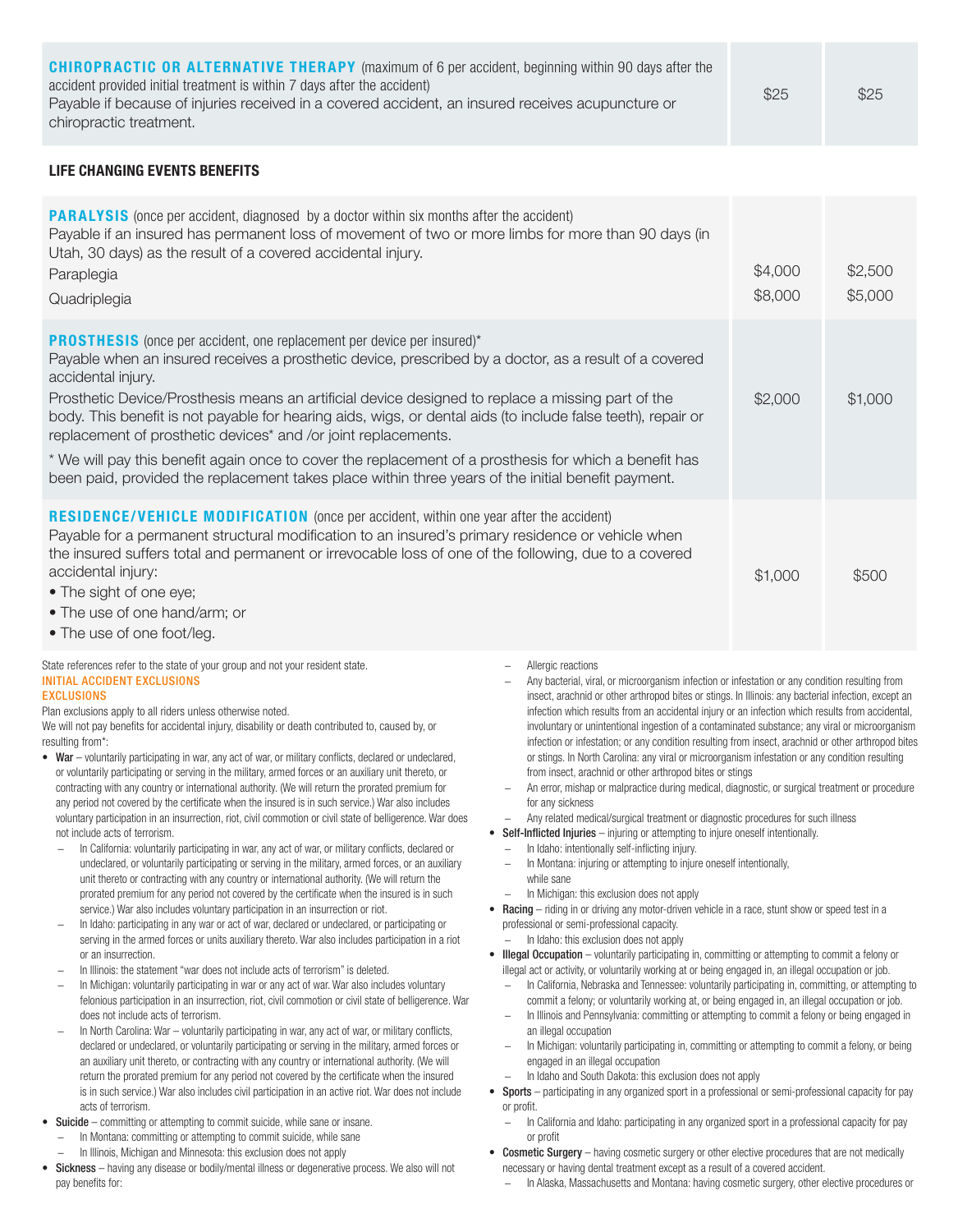| | | |
|---|---|---|
| **CHIROPRACTIC OR ALTERNATIVE THERAPY** (maximum of 6 per accident, beginning within 90 days after the accident provided initial treatment is within 7 days after the accident)<br>Payable if because of injuries received in a covered accident, an insured receives acupuncture or chiropractic treatment. | $25 | $25 |

### LIFE CHANGING EVENTS BENEFITS

| | | |
|---|---|---|
| **PARALYSIS** (once per accident, diagnosed by a doctor within six months after the accident)<br>Payable if an insured has permanent loss of movement of two or more limbs for more than 90 days (in Utah, 30 days) as the result of a covered accidental injury.<br>Paraplegia<br>Quadriplegia | $4,000<br>$8,000 | $2,500<br>$5,000 |
| **PROSTHESIS** (once per accident, one replacement per device per insured)*<br>Payable when an insured receives a prosthetic device, prescribed by a doctor, as a result of a covered accidental injury.<br>Prosthetic Device/Prosthesis means an artificial device designed to replace a missing part of the body. This benefit is not payable for hearing aids, wigs, or dental aids (to include false teeth), repair or replacement of prosthetic devices* and /or joint replacements.<br>* We will pay this benefit again once to cover the replacement of a prosthesis for which a benefit has been paid, provided the replacement takes place within three years of the initial benefit payment. | $2,000 | $1,000 |
| **RESIDENCE/VEHICLE MODIFICATION** (once per accident, within one year after the accident)<br>Payable for a permanent structural modification to an insured's primary residence or vehicle when the insured suffers total and permanent or irrevocable loss of one of the following, due to a covered accidental injury:<br>• The sight of one eye;<br>• The use of one hand/arm; or<br>• The use of one foot/leg. | $1,000 | $500 |

State references refer to the state of your group and not your resident state.

**INITIAL ACCIDENT EXCLUSIONS**

**EXCLUSIONS**

Plan exclusions apply to all riders unless otherwise noted.

We will not pay benefits for accidental injury, disability or death contributed to, caused by, or resulting from*:

- **War** – voluntarily participating in war, any act of war, or military conflicts, declared or undeclared, or voluntarily participating or serving in the military, armed forces or an auxiliary unit thereto, or contracting with any country or international authority. (We will return the prorated premium for any period not covered by the certificate when the insured is in such service.) War also includes voluntary participation in an insurrection, riot, civil commotion or civil state of belligerence. War does not include acts of terrorism.
  - In California: voluntarily participating in war, any act of war, or military conflicts, declared or undeclared, or voluntarily participating or serving in the military, armed forces, or an auxiliary unit thereto or contracting with any country or international authority. (We will return the prorated premium for any period not covered by the certificate when the insured is in such service.) War also includes voluntary participation in an insurrection or riot.
  - In Idaho: participating in any war or act of war, declared or undeclared, or participating or serving in the armed forces or units auxiliary thereto. War also includes participation in a riot or an insurrection.
  - In Illinois: the statement "war does not include acts of terrorism" is deleted.
  - In Michigan: voluntarily participating in war or any act of war. War also includes voluntary felonious participation in an insurrection, riot, civil commotion or civil state of belligerence. War does not include acts of terrorism.
  - In North Carolina: War – voluntarily participating in war, any act of war, or military conflicts, declared or undeclared, or voluntarily participating or serving in the military, armed forces or an auxiliary unit thereto, or contracting with any country or international authority. (We will return the prorated premium for any period not covered by the certificate when the insured is in such service.) War also includes civil participation in an active riot. War does not include acts of terrorism.
- **Suicide** – committing or attempting to commit suicide, while sane or insane.
  - In Montana: committing or attempting to commit suicide, while sane
  - In Illinois, Michigan and Minnesota: this exclusion does not apply
- **Sickness** – having any disease or bodily/mental illness or degenerative process. We also will not pay benefits for:
  - Allergic reactions
  - Any bacterial, viral, or microorganism infection or infestation or any condition resulting from insect, arachnid or other arthropod bites or stings. In Illinois: any bacterial infection, except an infection which results from an accidental injury or an infection which results from accidental, involuntary or unintentional ingestion of a contaminated substance; any viral or microorganism infection or infestation; or any condition resulting from insect, arachnid or other arthropod bites or stings. In North Carolina: any viral or microorganism infestation or any condition resulting from insect, arachnid or other arthropod bites or stings
  - An error, mishap or malpractice during medical, diagnostic, or surgical treatment or procedure for any sickness
  - Any related medical/surgical treatment or diagnostic procedures for such illness
- **Self-Inflicted Injuries** – injuring or attempting to injure oneself intentionally.
  - In Idaho: intentionally self-inflicting injury.
  - In Montana: injuring or attempting to injure oneself intentionally, while sane
  - In Michigan: this exclusion does not apply
- **Racing** – riding in or driving any motor-driven vehicle in a race, stunt show or speed test in a professional or semi-professional capacity.
  - In Idaho: this exclusion does not apply
- **Illegal Occupation** – voluntarily participating in, committing or attempting to commit a felony or illegal act or activity, or voluntarily working at or being engaged in, an illegal occupation or job.
  - In California, Nebraska and Tennessee: voluntarily participating in, committing, or attempting to commit a felony; or voluntarily working at, or being engaged in, an illegal occupation or job.
  - In Illinois and Pennsylvania: committing or attempting to commit a felony or being engaged in an illegal occupation
  - In Michigan: voluntarily participating in, committing or attempting to commit a felony, or being engaged in an illegal occupation
  - In Idaho and South Dakota: this exclusion does not apply
- **Sports** – participating in any organized sport in a professional or semi-professional capacity for pay or profit.
  - In California and Idaho: participating in any organized sport in a professional capacity for pay or profit
- **Cosmetic Surgery** – having cosmetic surgery or other elective procedures that are not medically necessary or having dental treatment except as a result of a covered accident.
  - In Alaska, Massachusetts and Montana: having cosmetic surgery, other elective procedures or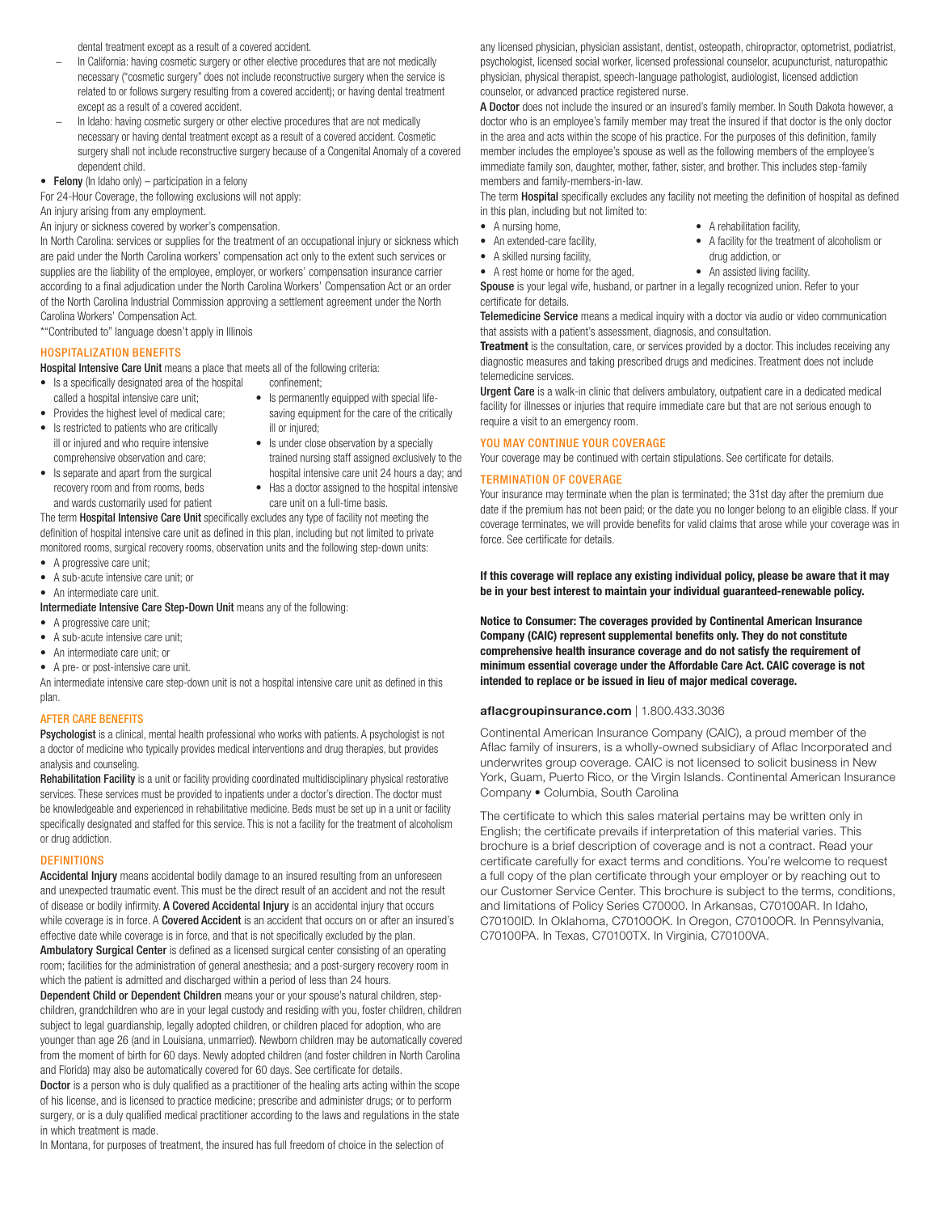dental treatment except as a result of a covered accident.

- In California: having cosmetic surgery or other elective procedures that are not medically necessary ("cosmetic surgery" does not include reconstructive surgery when the service is related to or follows surgery resulting from a covered accident); or having dental treatment except as a result of a covered accident.
- In Idaho: having cosmetic surgery or other elective procedures that are not medically necessary or having dental treatment except as a result of a covered accident. Cosmetic surgery shall not include reconstructive surgery because of a Congenital Anomaly of a covered dependent child.

- **Felony** (In Idaho only) – participation in a felony

For 24-Hour Coverage, the following exclusions will not apply:

An injury arising from any employment.

An injury or sickness covered by worker's compensation.

In North Carolina: services or supplies for the treatment of an occupational injury or sickness which are paid under the North Carolina workers' compensation act only to the extent such services or supplies are the liability of the employee, employer, or workers' compensation insurance carrier according to a final adjudication under the North Carolina Workers' Compensation Act or an order of the North Carolina Industrial Commission approving a settlement agreement under the North Carolina Workers' Compensation Act.

*"Contributed to" language doesn't apply in Illinois

## HOSPITALIZATION BENEFITS

**Hospital Intensive Care Unit** means a place that meets all of the following criteria:

- Is a specifically designated area of the hospital called a hospital intensive care unit;
- Provides the highest level of medical care;
- Is restricted to patients who are critically ill or injured and who require intensive comprehensive observation and care;
- Is separate and apart from the surgical recovery room and from rooms, beds and wards customarily used for patient confinement;
- Is permanently equipped with special life-saving equipment for the care of the critically ill or injured;
- Is under close observation by a specially trained nursing staff assigned exclusively to the hospital intensive care unit 24 hours a day; and
- Has a doctor assigned to the hospital intensive care unit on a full-time basis.

The term **Hospital Intensive Care Unit** specifically excludes any type of facility not meeting the definition of hospital intensive care unit as defined in this plan, including but not limited to private monitored rooms, surgical recovery rooms, observation units and the following step-down units:

- A progressive care unit;
- A sub-acute intensive care unit; or
- An intermediate care unit.

**Intermediate Intensive Care Step-Down Unit** means any of the following:

- A progressive care unit;
- A sub-acute intensive care unit;
- An intermediate care unit; or
- A pre- or post-intensive care unit.

An intermediate intensive care step-down unit is not a hospital intensive care unit as defined in this plan.

## AFTER CARE BENEFITS

**Psychologist** is a clinical, mental health professional who works with patients. A psychologist is not a doctor of medicine who typically provides medical interventions and drug therapies, but provides analysis and counseling.

**Rehabilitation Facility** is a unit or facility providing coordinated multidisciplinary physical restorative services. These services must be provided to inpatients under a doctor's direction. The doctor must be knowledgeable and experienced in rehabilitative medicine. Beds must be set up in a unit or facility specifically designated and staffed for this service. This is not a facility for the treatment of alcoholism or drug addiction.

## DEFINITIONS

**Accidental Injury** means accidental bodily damage to an insured resulting from an unforeseen and unexpected traumatic event. This must be the direct result of an accident and not the result of disease or bodily infirmity. **A Covered Accidental Injury** is an accidental injury that occurs while coverage is in force. A **Covered Accident** is an accident that occurs on or after an insured's effective date while coverage is in force, and that is not specifically excluded by the plan.

**Ambulatory Surgical Center** is defined as a licensed surgical center consisting of an operating room; facilities for the administration of general anesthesia; and a post-surgery recovery room in which the patient is admitted and discharged within a period of less than 24 hours.

**Dependent Child or Dependent Children** means your or your spouse's natural children, step-children, grandchildren who are in your legal custody and residing with you, foster children, children subject to legal guardianship, legally adopted children, or children placed for adoption, who are younger than age 26 (and in Louisiana, unmarried). Newborn children may be automatically covered from the moment of birth for 60 days. Newly adopted children (and foster children in North Carolina and Florida) may also be automatically covered for 60 days. See certificate for details.

**Doctor** is a person who is duly qualified as a practitioner of the healing arts acting within the scope of his license, and is licensed to practice medicine; prescribe and administer drugs; or to perform surgery, or is a duly qualified medical practitioner according to the laws and regulations in the state in which treatment is made.

In Montana, for purposes of treatment, the insured has full freedom of choice in the selection of any licensed physician, physician assistant, dentist, osteopath, chiropractor, optometrist, podiatrist, psychologist, licensed social worker, licensed professional counselor, acupuncturist, naturopathic physician, physical therapist, speech-language pathologist, audiologist, licensed addiction counselor, or advanced practice registered nurse.

**A Doctor** does not include the insured or an insured's family member. In South Dakota however, a doctor who is an employee's family member may treat the insured if that doctor is the only doctor in the area and acts within the scope of his practice. For the purposes of this definition, family member includes the employee's spouse as well as the following members of the employee's immediate family son, daughter, mother, father, sister, and brother. This includes step-family members and family-members-in-law.

The term **Hospital** specifically excludes any facility not meeting the definition of hospital as defined in this plan, including but not limited to:

- A nursing home,
- An extended-care facility,
- A skilled nursing facility,
- A rest home or home for the aged,
- A rehabilitation facility,
- A facility for the treatment of alcoholism or drug addiction, or
- An assisted living facility.

**Spouse** is your legal wife, husband, or partner in a legally recognized union. Refer to your certificate for details.

**Telemedicine Service** means a medical inquiry with a doctor via audio or video communication that assists with a patient's assessment, diagnosis, and consultation.

**Treatment** is the consultation, care, or services provided by a doctor. This includes receiving any diagnostic measures and taking prescribed drugs and medicines. Treatment does not include telemedicine services.

**Urgent Care** is a walk-in clinic that delivers ambulatory, outpatient care in a dedicated medical facility for illnesses or injuries that require immediate care but that are not serious enough to require a visit to an emergency room.

## YOU MAY CONTINUE YOUR COVERAGE

Your coverage may be continued with certain stipulations. See certificate for details.

## TERMINATION OF COVERAGE

Your insurance may terminate when the plan is terminated; the 31st day after the premium due date if the premium has not been paid; or the date you no longer belong to an eligible class. If your coverage terminates, we will provide benefits for valid claims that arose while your coverage was in force. See certificate for details.

**If this coverage will replace any existing individual policy, please be aware that it may be in your best interest to maintain your individual guaranteed-renewable policy.**

**Notice to Consumer: The coverages provided by Continental American Insurance Company (CAIC) represent supplemental benefits only. They do not constitute comprehensive health insurance coverage and do not satisfy the requirement of minimum essential coverage under the Affordable Care Act. CAIC coverage is not intended to replace or be issued in lieu of major medical coverage.**

**aflacgroupinsurance.com** | 1.800.433.3036

Continental American Insurance Company (CAIC), a proud member of the Aflac family of insurers, is a wholly-owned subsidiary of Aflac Incorporated and underwrites group coverage. CAIC is not licensed to solicit business in New York, Guam, Puerto Rico, or the Virgin Islands. Continental American Insurance Company • Columbia, South Carolina

The certificate to which this sales material pertains may be written only in English; the certificate prevails if interpretation of this material varies. This brochure is a brief description of coverage and is not a contract. Read your certificate carefully for exact terms and conditions. You're welcome to request a full copy of the plan certificate through your employer or by reaching out to our Customer Service Center. This brochure is subject to the terms, conditions, and limitations of Policy Series C70000. In Arkansas, C70100AR. In Idaho, C70100ID. In Oklahoma, C70100OK. In Oregon, C70100OR. In Pennsylvania, C70100PA. In Texas, C70100TX. In Virginia, C70100VA.